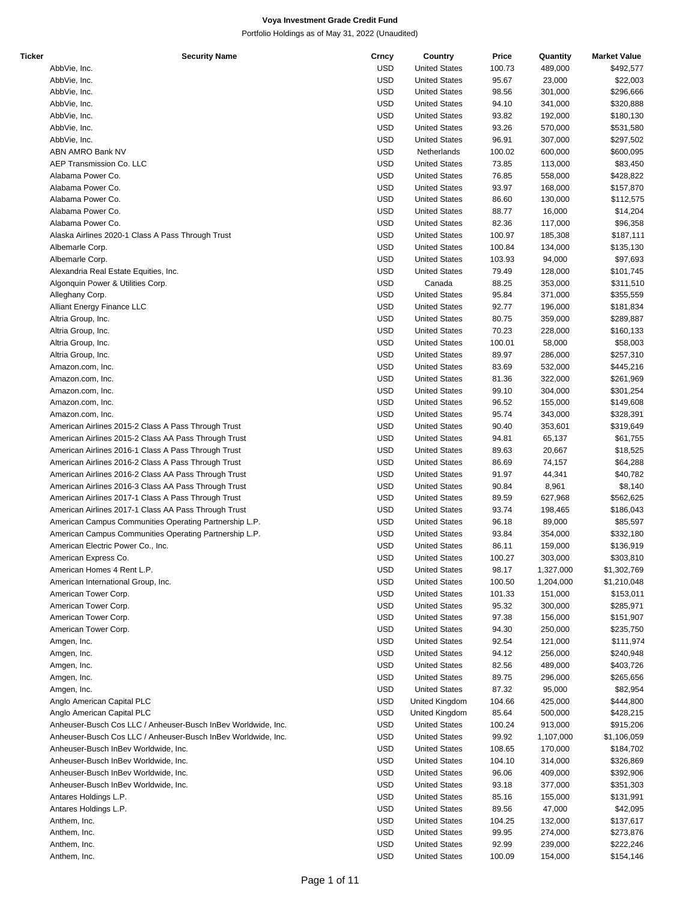# Voya Investment Grade Credit Fund

Portfolio Holdings as of May 31, 2022 (Unaudited)

| Ticker | Security Name | Crncy | Country | Price | Quantity | Market Value |
|---|---|---|---|---|---|---|
| | AbbVie, Inc. | USD | United States | 100.73 | 489,000 | $492,577 |
| | AbbVie, Inc. | USD | United States | 95.67 | 23,000 | $22,003 |
| | AbbVie, Inc. | USD | United States | 98.56 | 301,000 | $296,666 |
| | AbbVie, Inc. | USD | United States | 94.10 | 341,000 | $320,888 |
| | AbbVie, Inc. | USD | United States | 93.82 | 192,000 | $180,130 |
| | AbbVie, Inc. | USD | United States | 93.26 | 570,000 | $531,580 |
| | AbbVie, Inc. | USD | United States | 96.91 | 307,000 | $297,502 |
| | ABN AMRO Bank NV | USD | Netherlands | 100.02 | 600,000 | $600,095 |
| | AEP Transmission Co. LLC | USD | United States | 73.85 | 113,000 | $83,450 |
| | Alabama Power Co. | USD | United States | 76.85 | 558,000 | $428,822 |
| | Alabama Power Co. | USD | United States | 93.97 | 168,000 | $157,870 |
| | Alabama Power Co. | USD | United States | 86.60 | 130,000 | $112,575 |
| | Alabama Power Co. | USD | United States | 88.77 | 16,000 | $14,204 |
| | Alabama Power Co. | USD | United States | 82.36 | 117,000 | $96,358 |
| | Alaska Airlines 2020-1 Class A Pass Through Trust | USD | United States | 100.97 | 185,308 | $187,111 |
| | Albemarle Corp. | USD | United States | 100.84 | 134,000 | $135,130 |
| | Albemarle Corp. | USD | United States | 103.93 | 94,000 | $97,693 |
| | Alexandria Real Estate Equities, Inc. | USD | United States | 79.49 | 128,000 | $101,745 |
| | Algonquin Power & Utilities Corp. | USD | Canada | 88.25 | 353,000 | $311,510 |
| | Alleghany Corp. | USD | United States | 95.84 | 371,000 | $355,559 |
| | Alliant Energy Finance LLC | USD | United States | 92.77 | 196,000 | $181,834 |
| | Altria Group, Inc. | USD | United States | 80.75 | 359,000 | $289,887 |
| | Altria Group, Inc. | USD | United States | 70.23 | 228,000 | $160,133 |
| | Altria Group, Inc. | USD | United States | 100.01 | 58,000 | $58,003 |
| | Altria Group, Inc. | USD | United States | 89.97 | 286,000 | $257,310 |
| | Amazon.com, Inc. | USD | United States | 83.69 | 532,000 | $445,216 |
| | Amazon.com, Inc. | USD | United States | 81.36 | 322,000 | $261,969 |
| | Amazon.com, Inc. | USD | United States | 99.10 | 304,000 | $301,254 |
| | Amazon.com, Inc. | USD | United States | 96.52 | 155,000 | $149,608 |
| | Amazon.com, Inc. | USD | United States | 95.74 | 343,000 | $328,391 |
| | American Airlines 2015-2 Class A Pass Through Trust | USD | United States | 90.40 | 353,601 | $319,649 |
| | American Airlines 2015-2 Class AA Pass Through Trust | USD | United States | 94.81 | 65,137 | $61,755 |
| | American Airlines 2016-1 Class A Pass Through Trust | USD | United States | 89.63 | 20,667 | $18,525 |
| | American Airlines 2016-2 Class A Pass Through Trust | USD | United States | 86.69 | 74,157 | $64,288 |
| | American Airlines 2016-2 Class AA Pass Through Trust | USD | United States | 91.97 | 44,341 | $40,782 |
| | American Airlines 2016-3 Class AA Pass Through Trust | USD | United States | 90.84 | 8,961 | $8,140 |
| | American Airlines 2017-1 Class A Pass Through Trust | USD | United States | 89.59 | 627,968 | $562,625 |
| | American Airlines 2017-1 Class AA Pass Through Trust | USD | United States | 93.74 | 198,465 | $186,043 |
| | American Campus Communities Operating Partnership L.P. | USD | United States | 96.18 | 89,000 | $85,597 |
| | American Campus Communities Operating Partnership L.P. | USD | United States | 93.84 | 354,000 | $332,180 |
| | American Electric Power Co., Inc. | USD | United States | 86.11 | 159,000 | $136,919 |
| | American Express Co. | USD | United States | 100.27 | 303,000 | $303,810 |
| | American Homes 4 Rent L.P. | USD | United States | 98.17 | 1,327,000 | $1,302,769 |
| | American International Group, Inc. | USD | United States | 100.50 | 1,204,000 | $1,210,048 |
| | American Tower Corp. | USD | United States | 101.33 | 151,000 | $153,011 |
| | American Tower Corp. | USD | United States | 95.32 | 300,000 | $285,971 |
| | American Tower Corp. | USD | United States | 97.38 | 156,000 | $151,907 |
| | American Tower Corp. | USD | United States | 94.30 | 250,000 | $235,750 |
| | Amgen, Inc. | USD | United States | 92.54 | 121,000 | $111,974 |
| | Amgen, Inc. | USD | United States | 94.12 | 256,000 | $240,948 |
| | Amgen, Inc. | USD | United States | 82.56 | 489,000 | $403,726 |
| | Amgen, Inc. | USD | United States | 89.75 | 296,000 | $265,656 |
| | Amgen, Inc. | USD | United States | 87.32 | 95,000 | $82,954 |
| | Anglo American Capital PLC | USD | United Kingdom | 104.66 | 425,000 | $444,800 |
| | Anglo American Capital PLC | USD | United Kingdom | 85.64 | 500,000 | $428,215 |
| | Anheuser-Busch Cos LLC / Anheuser-Busch InBev Worldwide, Inc. | USD | United States | 100.24 | 913,000 | $915,206 |
| | Anheuser-Busch Cos LLC / Anheuser-Busch InBev Worldwide, Inc. | USD | United States | 99.92 | 1,107,000 | $1,106,059 |
| | Anheuser-Busch InBev Worldwide, Inc. | USD | United States | 108.65 | 170,000 | $184,702 |
| | Anheuser-Busch InBev Worldwide, Inc. | USD | United States | 104.10 | 314,000 | $326,869 |
| | Anheuser-Busch InBev Worldwide, Inc. | USD | United States | 96.06 | 409,000 | $392,906 |
| | Anheuser-Busch InBev Worldwide, Inc. | USD | United States | 93.18 | 377,000 | $351,303 |
| | Antares Holdings L.P. | USD | United States | 85.16 | 155,000 | $131,991 |
| | Antares Holdings L.P. | USD | United States | 89.56 | 47,000 | $42,095 |
| | Anthem, Inc. | USD | United States | 104.25 | 132,000 | $137,617 |
| | Anthem, Inc. | USD | United States | 99.95 | 274,000 | $273,876 |
| | Anthem, Inc. | USD | United States | 92.99 | 239,000 | $222,246 |
| | Anthem, Inc. | USD | United States | 100.09 | 154,000 | $154,146 |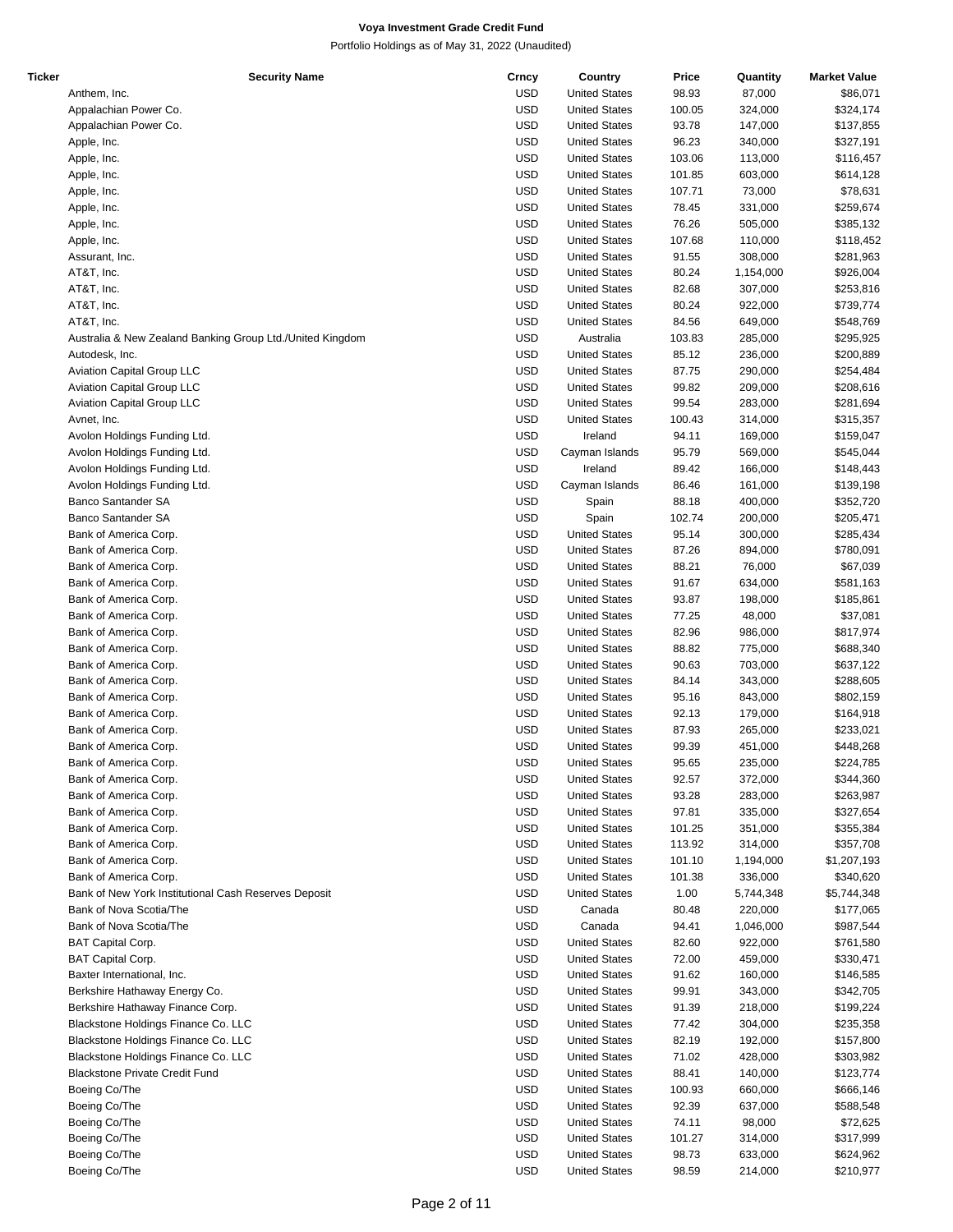**Voya Investment Grade Credit Fund**

Portfolio Holdings as of May 31, 2022 (Unaudited)

| Ticker | Security Name | Crncy | Country | Price | Quantity | Market Value |
|---|---|---|---|---|---|---|
| | Anthem, Inc. | USD | United States | 98.93 | 87,000 | $86,071 |
| | Appalachian Power Co. | USD | United States | 100.05 | 324,000 | $324,174 |
| | Appalachian Power Co. | USD | United States | 93.78 | 147,000 | $137,855 |
| | Apple, Inc. | USD | United States | 96.23 | 340,000 | $327,191 |
| | Apple, Inc. | USD | United States | 103.06 | 113,000 | $116,457 |
| | Apple, Inc. | USD | United States | 101.85 | 603,000 | $614,128 |
| | Apple, Inc. | USD | United States | 107.71 | 73,000 | $78,631 |
| | Apple, Inc. | USD | United States | 78.45 | 331,000 | $259,674 |
| | Apple, Inc. | USD | United States | 76.26 | 505,000 | $385,132 |
| | Apple, Inc. | USD | United States | 107.68 | 110,000 | $118,452 |
| | Assurant, Inc. | USD | United States | 91.55 | 308,000 | $281,963 |
| | AT&T, Inc. | USD | United States | 80.24 | 1,154,000 | $926,004 |
| | AT&T, Inc. | USD | United States | 82.68 | 307,000 | $253,816 |
| | AT&T, Inc. | USD | United States | 80.24 | 922,000 | $739,774 |
| | AT&T, Inc. | USD | United States | 84.56 | 649,000 | $548,769 |
| | Australia & New Zealand Banking Group Ltd./United Kingdom | USD | Australia | 103.83 | 285,000 | $295,925 |
| | Autodesk, Inc. | USD | United States | 85.12 | 236,000 | $200,889 |
| | Aviation Capital Group LLC | USD | United States | 87.75 | 290,000 | $254,484 |
| | Aviation Capital Group LLC | USD | United States | 99.82 | 209,000 | $208,616 |
| | Aviation Capital Group LLC | USD | United States | 99.54 | 283,000 | $281,694 |
| | Avnet, Inc. | USD | United States | 100.43 | 314,000 | $315,357 |
| | Avolon Holdings Funding Ltd. | USD | Ireland | 94.11 | 169,000 | $159,047 |
| | Avolon Holdings Funding Ltd. | USD | Cayman Islands | 95.79 | 569,000 | $545,044 |
| | Avolon Holdings Funding Ltd. | USD | Ireland | 89.42 | 166,000 | $148,443 |
| | Avolon Holdings Funding Ltd. | USD | Cayman Islands | 86.46 | 161,000 | $139,198 |
| | Banco Santander SA | USD | Spain | 88.18 | 400,000 | $352,720 |
| | Banco Santander SA | USD | Spain | 102.74 | 200,000 | $205,471 |
| | Bank of America Corp. | USD | United States | 95.14 | 300,000 | $285,434 |
| | Bank of America Corp. | USD | United States | 87.26 | 894,000 | $780,091 |
| | Bank of America Corp. | USD | United States | 88.21 | 76,000 | $67,039 |
| | Bank of America Corp. | USD | United States | 91.67 | 634,000 | $581,163 |
| | Bank of America Corp. | USD | United States | 93.87 | 198,000 | $185,861 |
| | Bank of America Corp. | USD | United States | 77.25 | 48,000 | $37,081 |
| | Bank of America Corp. | USD | United States | 82.96 | 986,000 | $817,974 |
| | Bank of America Corp. | USD | United States | 88.82 | 775,000 | $688,340 |
| | Bank of America Corp. | USD | United States | 90.63 | 703,000 | $637,122 |
| | Bank of America Corp. | USD | United States | 84.14 | 343,000 | $288,605 |
| | Bank of America Corp. | USD | United States | 95.16 | 843,000 | $802,159 |
| | Bank of America Corp. | USD | United States | 92.13 | 179,000 | $164,918 |
| | Bank of America Corp. | USD | United States | 87.93 | 265,000 | $233,021 |
| | Bank of America Corp. | USD | United States | 99.39 | 451,000 | $448,268 |
| | Bank of America Corp. | USD | United States | 95.65 | 235,000 | $224,785 |
| | Bank of America Corp. | USD | United States | 92.57 | 372,000 | $344,360 |
| | Bank of America Corp. | USD | United States | 93.28 | 283,000 | $263,987 |
| | Bank of America Corp. | USD | United States | 97.81 | 335,000 | $327,654 |
| | Bank of America Corp. | USD | United States | 101.25 | 351,000 | $355,384 |
| | Bank of America Corp. | USD | United States | 113.92 | 314,000 | $357,708 |
| | Bank of America Corp. | USD | United States | 101.10 | 1,194,000 | $1,207,193 |
| | Bank of America Corp. | USD | United States | 101.38 | 336,000 | $340,620 |
| | Bank of New York Institutional Cash Reserves Deposit | USD | United States | 1.00 | 5,744,348 | $5,744,348 |
| | Bank of Nova Scotia/The | USD | Canada | 80.48 | 220,000 | $177,065 |
| | Bank of Nova Scotia/The | USD | Canada | 94.41 | 1,046,000 | $987,544 |
| | BAT Capital Corp. | USD | United States | 82.60 | 922,000 | $761,580 |
| | BAT Capital Corp. | USD | United States | 72.00 | 459,000 | $330,471 |
| | Baxter International, Inc. | USD | United States | 91.62 | 160,000 | $146,585 |
| | Berkshire Hathaway Energy Co. | USD | United States | 99.91 | 343,000 | $342,705 |
| | Berkshire Hathaway Finance Corp. | USD | United States | 91.39 | 218,000 | $199,224 |
| | Blackstone Holdings Finance Co. LLC | USD | United States | 77.42 | 304,000 | $235,358 |
| | Blackstone Holdings Finance Co. LLC | USD | United States | 82.19 | 192,000 | $157,800 |
| | Blackstone Holdings Finance Co. LLC | USD | United States | 71.02 | 428,000 | $303,982 |
| | Blackstone Private Credit Fund | USD | United States | 88.41 | 140,000 | $123,774 |
| | Boeing Co/The | USD | United States | 100.93 | 660,000 | $666,146 |
| | Boeing Co/The | USD | United States | 92.39 | 637,000 | $588,548 |
| | Boeing Co/The | USD | United States | 74.11 | 98,000 | $72,625 |
| | Boeing Co/The | USD | United States | 101.27 | 314,000 | $317,999 |
| | Boeing Co/The | USD | United States | 98.73 | 633,000 | $624,962 |
| | Boeing Co/The | USD | United States | 98.59 | 214,000 | $210,977 |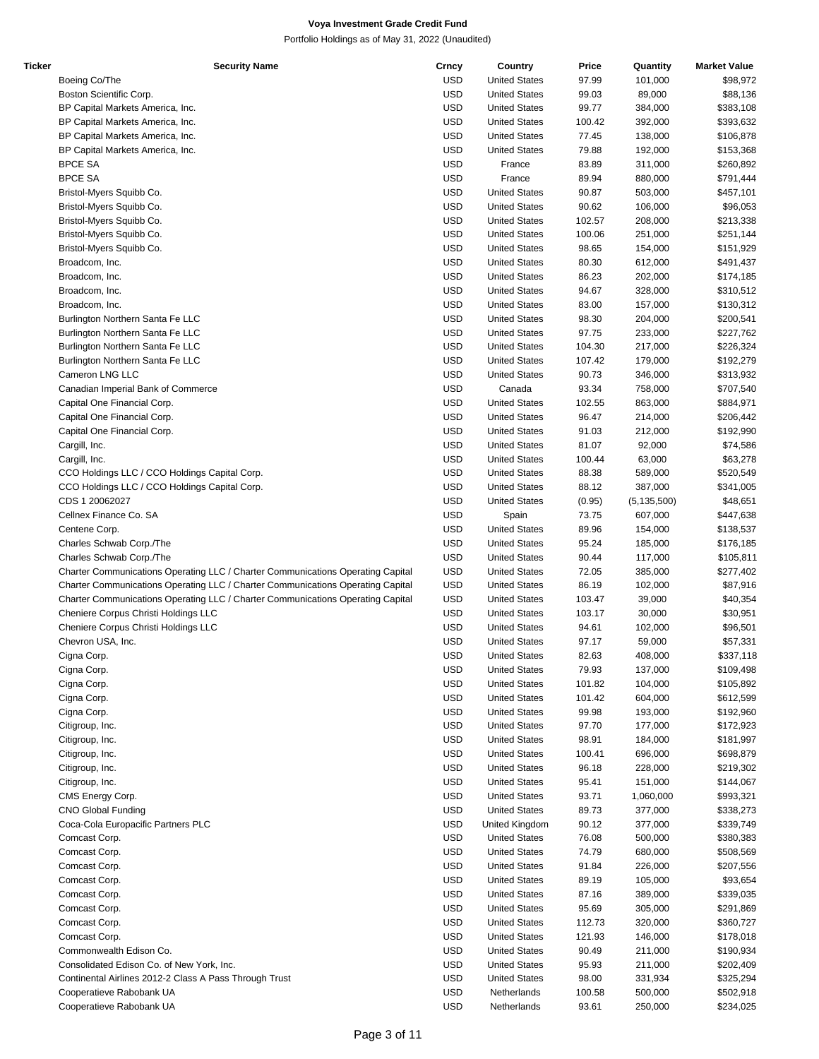# Voya Investment Grade Credit Fund

Portfolio Holdings as of May 31, 2022 (Unaudited)

| Ticker | Security Name | Crncy | Country | Price | Quantity | Market Value |
|---|---|---|---|---|---|---|
| | Boeing Co/The | USD | United States | 97.99 | 101,000 | $98,972 |
| | Boston Scientific Corp. | USD | United States | 99.03 | 89,000 | $88,136 |
| | BP Capital Markets America, Inc. | USD | United States | 99.77 | 384,000 | $383,108 |
| | BP Capital Markets America, Inc. | USD | United States | 100.42 | 392,000 | $393,632 |
| | BP Capital Markets America, Inc. | USD | United States | 77.45 | 138,000 | $106,878 |
| | BP Capital Markets America, Inc. | USD | United States | 79.88 | 192,000 | $153,368 |
| | BPCE SA | USD | France | 83.89 | 311,000 | $260,892 |
| | BPCE SA | USD | France | 89.94 | 880,000 | $791,444 |
| | Bristol-Myers Squibb Co. | USD | United States | 90.87 | 503,000 | $457,101 |
| | Bristol-Myers Squibb Co. | USD | United States | 90.62 | 106,000 | $96,053 |
| | Bristol-Myers Squibb Co. | USD | United States | 102.57 | 208,000 | $213,338 |
| | Bristol-Myers Squibb Co. | USD | United States | 100.06 | 251,000 | $251,144 |
| | Bristol-Myers Squibb Co. | USD | United States | 98.65 | 154,000 | $151,929 |
| | Broadcom, Inc. | USD | United States | 80.30 | 612,000 | $491,437 |
| | Broadcom, Inc. | USD | United States | 86.23 | 202,000 | $174,185 |
| | Broadcom, Inc. | USD | United States | 94.67 | 328,000 | $310,512 |
| | Broadcom, Inc. | USD | United States | 83.00 | 157,000 | $130,312 |
| | Burlington Northern Santa Fe LLC | USD | United States | 98.30 | 204,000 | $200,541 |
| | Burlington Northern Santa Fe LLC | USD | United States | 97.75 | 233,000 | $227,762 |
| | Burlington Northern Santa Fe LLC | USD | United States | 104.30 | 217,000 | $226,324 |
| | Burlington Northern Santa Fe LLC | USD | United States | 107.42 | 179,000 | $192,279 |
| | Cameron LNG LLC | USD | United States | 90.73 | 346,000 | $313,932 |
| | Canadian Imperial Bank of Commerce | USD | Canada | 93.34 | 758,000 | $707,540 |
| | Capital One Financial Corp. | USD | United States | 102.55 | 863,000 | $884,971 |
| | Capital One Financial Corp. | USD | United States | 96.47 | 214,000 | $206,442 |
| | Capital One Financial Corp. | USD | United States | 91.03 | 212,000 | $192,990 |
| | Cargill, Inc. | USD | United States | 81.07 | 92,000 | $74,586 |
| | Cargill, Inc. | USD | United States | 100.44 | 63,000 | $63,278 |
| | CCO Holdings LLC / CCO Holdings Capital Corp. | USD | United States | 88.38 | 589,000 | $520,549 |
| | CCO Holdings LLC / CCO Holdings Capital Corp. | USD | United States | 88.12 | 387,000 | $341,005 |
| | CDS 1 20062027 | USD | United States | (0.95) | (5,135,500) | $48,651 |
| | Cellnex Finance Co. SA | USD | Spain | 73.75 | 607,000 | $447,638 |
| | Centene Corp. | USD | United States | 89.96 | 154,000 | $138,537 |
| | Charles Schwab Corp./The | USD | United States | 95.24 | 185,000 | $176,185 |
| | Charles Schwab Corp./The | USD | United States | 90.44 | 117,000 | $105,811 |
| | Charter Communications Operating LLC / Charter Communications Operating Capital | USD | United States | 72.05 | 385,000 | $277,402 |
| | Charter Communications Operating LLC / Charter Communications Operating Capital | USD | United States | 86.19 | 102,000 | $87,916 |
| | Charter Communications Operating LLC / Charter Communications Operating Capital | USD | United States | 103.47 | 39,000 | $40,354 |
| | Cheniere Corpus Christi Holdings LLC | USD | United States | 103.17 | 30,000 | $30,951 |
| | Cheniere Corpus Christi Holdings LLC | USD | United States | 94.61 | 102,000 | $96,501 |
| | Chevron USA, Inc. | USD | United States | 97.17 | 59,000 | $57,331 |
| | Cigna Corp. | USD | United States | 82.63 | 408,000 | $337,118 |
| | Cigna Corp. | USD | United States | 79.93 | 137,000 | $109,498 |
| | Cigna Corp. | USD | United States | 101.82 | 104,000 | $105,892 |
| | Cigna Corp. | USD | United States | 101.42 | 604,000 | $612,599 |
| | Cigna Corp. | USD | United States | 99.98 | 193,000 | $192,960 |
| | Citigroup, Inc. | USD | United States | 97.70 | 177,000 | $172,923 |
| | Citigroup, Inc. | USD | United States | 98.91 | 184,000 | $181,997 |
| | Citigroup, Inc. | USD | United States | 100.41 | 696,000 | $698,879 |
| | Citigroup, Inc. | USD | United States | 96.18 | 228,000 | $219,302 |
| | Citigroup, Inc. | USD | United States | 95.41 | 151,000 | $144,067 |
| | CMS Energy Corp. | USD | United States | 93.71 | 1,060,000 | $993,321 |
| | CNO Global Funding | USD | United States | 89.73 | 377,000 | $338,273 |
| | Coca-Cola Europacific Partners PLC | USD | United Kingdom | 90.12 | 377,000 | $339,749 |
| | Comcast Corp. | USD | United States | 76.08 | 500,000 | $380,383 |
| | Comcast Corp. | USD | United States | 74.79 | 680,000 | $508,569 |
| | Comcast Corp. | USD | United States | 91.84 | 226,000 | $207,556 |
| | Comcast Corp. | USD | United States | 89.19 | 105,000 | $93,654 |
| | Comcast Corp. | USD | United States | 87.16 | 389,000 | $339,035 |
| | Comcast Corp. | USD | United States | 95.69 | 305,000 | $291,869 |
| | Comcast Corp. | USD | United States | 112.73 | 320,000 | $360,727 |
| | Comcast Corp. | USD | United States | 121.93 | 146,000 | $178,018 |
| | Commonwealth Edison Co. | USD | United States | 90.49 | 211,000 | $190,934 |
| | Consolidated Edison Co. of New York, Inc. | USD | United States | 95.93 | 211,000 | $202,409 |
| | Continental Airlines 2012-2 Class A Pass Through Trust | USD | United States | 98.00 | 331,934 | $325,294 |
| | Cooperatieve Rabobank UA | USD | Netherlands | 100.58 | 500,000 | $502,918 |
| | Cooperatieve Rabobank UA | USD | Netherlands | 93.61 | 250,000 | $234,025 |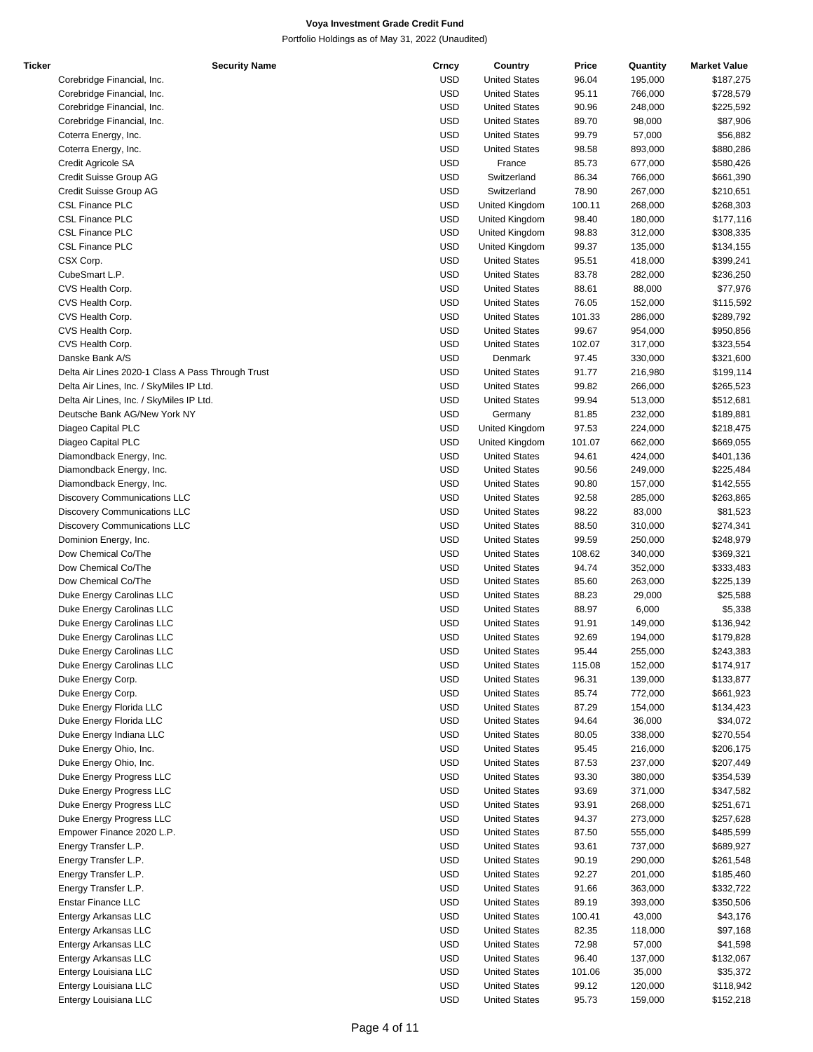**Voya Investment Grade Credit Fund**

Portfolio Holdings as of May 31, 2022 (Unaudited)

| Ticker | Security Name | Crncy | Country | Price | Quantity | Market Value |
|---|---|---|---|---|---|---|
| | Corebridge Financial, Inc. | USD | United States | 96.04 | 195,000 | $187,275 |
| | Corebridge Financial, Inc. | USD | United States | 95.11 | 766,000 | $728,579 |
| | Corebridge Financial, Inc. | USD | United States | 90.96 | 248,000 | $225,592 |
| | Corebridge Financial, Inc. | USD | United States | 89.70 | 98,000 | $87,906 |
| | Coterra Energy, Inc. | USD | United States | 99.79 | 57,000 | $56,882 |
| | Coterra Energy, Inc. | USD | United States | 98.58 | 893,000 | $880,286 |
| | Credit Agricole SA | USD | France | 85.73 | 677,000 | $580,426 |
| | Credit Suisse Group AG | USD | Switzerland | 86.34 | 766,000 | $661,390 |
| | Credit Suisse Group AG | USD | Switzerland | 78.90 | 267,000 | $210,651 |
| | CSL Finance PLC | USD | United Kingdom | 100.11 | 268,000 | $268,303 |
| | CSL Finance PLC | USD | United Kingdom | 98.40 | 180,000 | $177,116 |
| | CSL Finance PLC | USD | United Kingdom | 98.83 | 312,000 | $308,335 |
| | CSL Finance PLC | USD | United Kingdom | 99.37 | 135,000 | $134,155 |
| | CSX Corp. | USD | United States | 95.51 | 418,000 | $399,241 |
| | CubeSmart L.P. | USD | United States | 83.78 | 282,000 | $236,250 |
| | CVS Health Corp. | USD | United States | 88.61 | 88,000 | $77,976 |
| | CVS Health Corp. | USD | United States | 76.05 | 152,000 | $115,592 |
| | CVS Health Corp. | USD | United States | 101.33 | 286,000 | $289,792 |
| | CVS Health Corp. | USD | United States | 99.67 | 954,000 | $950,856 |
| | CVS Health Corp. | USD | United States | 102.07 | 317,000 | $323,554 |
| | Danske Bank A/S | USD | Denmark | 97.45 | 330,000 | $321,600 |
| | Delta Air Lines 2020-1 Class A Pass Through Trust | USD | United States | 91.77 | 216,980 | $199,114 |
| | Delta Air Lines, Inc. / SkyMiles IP Ltd. | USD | United States | 99.82 | 266,000 | $265,523 |
| | Delta Air Lines, Inc. / SkyMiles IP Ltd. | USD | United States | 99.94 | 513,000 | $512,681 |
| | Deutsche Bank AG/New York NY | USD | Germany | 81.85 | 232,000 | $189,881 |
| | Diageo Capital PLC | USD | United Kingdom | 97.53 | 224,000 | $218,475 |
| | Diageo Capital PLC | USD | United Kingdom | 101.07 | 662,000 | $669,055 |
| | Diamondback Energy, Inc. | USD | United States | 94.61 | 424,000 | $401,136 |
| | Diamondback Energy, Inc. | USD | United States | 90.56 | 249,000 | $225,484 |
| | Diamondback Energy, Inc. | USD | United States | 90.80 | 157,000 | $142,555 |
| | Discovery Communications LLC | USD | United States | 92.58 | 285,000 | $263,865 |
| | Discovery Communications LLC | USD | United States | 98.22 | 83,000 | $81,523 |
| | Discovery Communications LLC | USD | United States | 88.50 | 310,000 | $274,341 |
| | Dominion Energy, Inc. | USD | United States | 99.59 | 250,000 | $248,979 |
| | Dow Chemical Co/The | USD | United States | 108.62 | 340,000 | $369,321 |
| | Dow Chemical Co/The | USD | United States | 94.74 | 352,000 | $333,483 |
| | Dow Chemical Co/The | USD | United States | 85.60 | 263,000 | $225,139 |
| | Duke Energy Carolinas LLC | USD | United States | 88.23 | 29,000 | $25,588 |
| | Duke Energy Carolinas LLC | USD | United States | 88.97 | 6,000 | $5,338 |
| | Duke Energy Carolinas LLC | USD | United States | 91.91 | 149,000 | $136,942 |
| | Duke Energy Carolinas LLC | USD | United States | 92.69 | 194,000 | $179,828 |
| | Duke Energy Carolinas LLC | USD | United States | 95.44 | 255,000 | $243,383 |
| | Duke Energy Carolinas LLC | USD | United States | 115.08 | 152,000 | $174,917 |
| | Duke Energy Corp. | USD | United States | 96.31 | 139,000 | $133,877 |
| | Duke Energy Corp. | USD | United States | 85.74 | 772,000 | $661,923 |
| | Duke Energy Florida LLC | USD | United States | 87.29 | 154,000 | $134,423 |
| | Duke Energy Florida LLC | USD | United States | 94.64 | 36,000 | $34,072 |
| | Duke Energy Indiana LLC | USD | United States | 80.05 | 338,000 | $270,554 |
| | Duke Energy Ohio, Inc. | USD | United States | 95.45 | 216,000 | $206,175 |
| | Duke Energy Ohio, Inc. | USD | United States | 87.53 | 237,000 | $207,449 |
| | Duke Energy Progress LLC | USD | United States | 93.30 | 380,000 | $354,539 |
| | Duke Energy Progress LLC | USD | United States | 93.69 | 371,000 | $347,582 |
| | Duke Energy Progress LLC | USD | United States | 93.91 | 268,000 | $251,671 |
| | Duke Energy Progress LLC | USD | United States | 94.37 | 273,000 | $257,628 |
| | Empower Finance 2020 L.P. | USD | United States | 87.50 | 555,000 | $485,599 |
| | Energy Transfer L.P. | USD | United States | 93.61 | 737,000 | $689,927 |
| | Energy Transfer L.P. | USD | United States | 90.19 | 290,000 | $261,548 |
| | Energy Transfer L.P. | USD | United States | 92.27 | 201,000 | $185,460 |
| | Energy Transfer L.P. | USD | United States | 91.66 | 363,000 | $332,722 |
| | Enstar Finance LLC | USD | United States | 89.19 | 393,000 | $350,506 |
| | Entergy Arkansas LLC | USD | United States | 100.41 | 43,000 | $43,176 |
| | Entergy Arkansas LLC | USD | United States | 82.35 | 118,000 | $97,168 |
| | Entergy Arkansas LLC | USD | United States | 72.98 | 57,000 | $41,598 |
| | Entergy Arkansas LLC | USD | United States | 96.40 | 137,000 | $132,067 |
| | Entergy Louisiana LLC | USD | United States | 101.06 | 35,000 | $35,372 |
| | Entergy Louisiana LLC | USD | United States | 99.12 | 120,000 | $118,942 |
| | Entergy Louisiana LLC | USD | United States | 95.73 | 159,000 | $152,218 |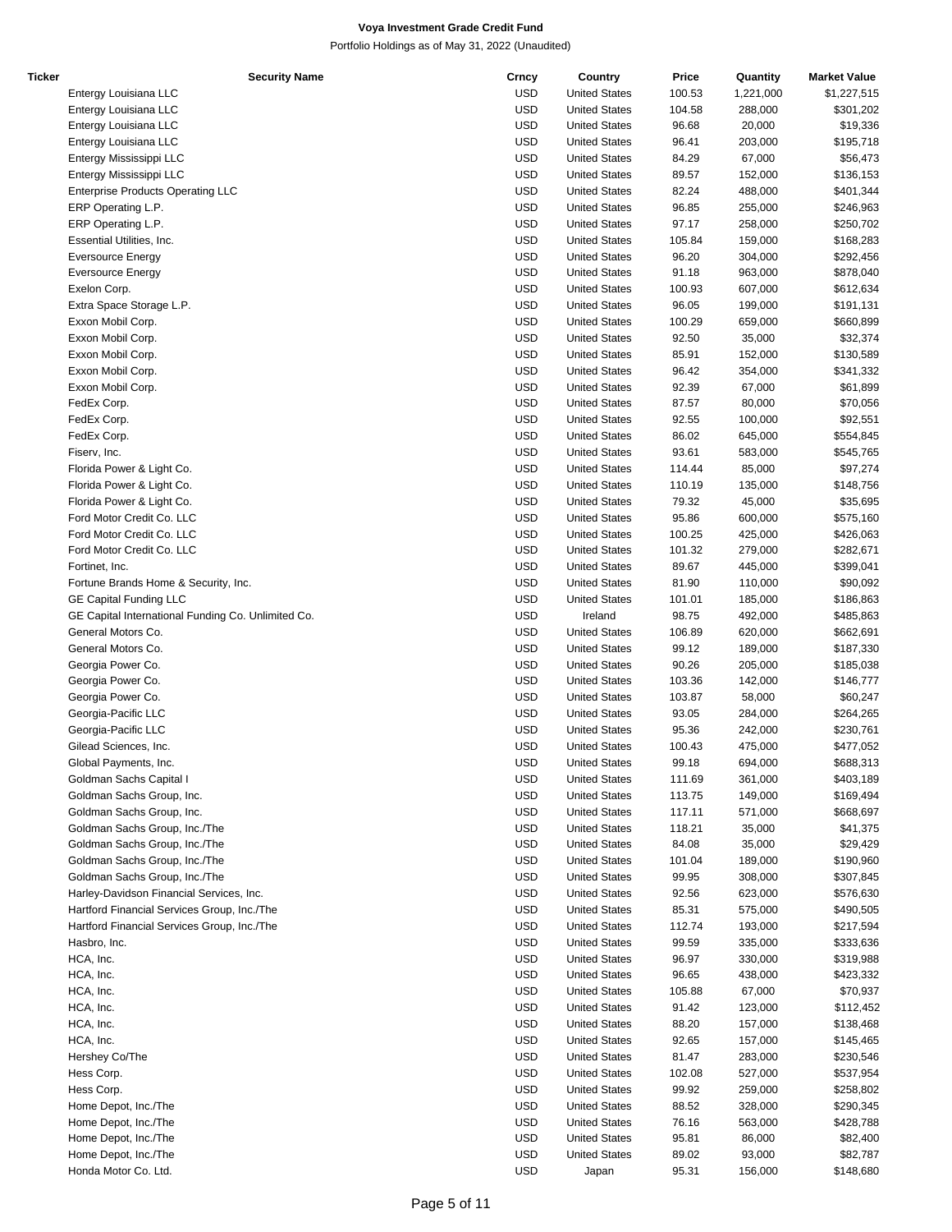**Voya Investment Grade Credit Fund**

Portfolio Holdings as of May 31, 2022 (Unaudited)

| Ticker | Security Name | Crncy | Country | Price | Quantity | Market Value |
|---|---|---|---|---|---|---|
| | Entergy Louisiana LLC | USD | United States | 100.53 | 1,221,000 | $1,227,515 |
| | Entergy Louisiana LLC | USD | United States | 104.58 | 288,000 | $301,202 |
| | Entergy Louisiana LLC | USD | United States | 96.68 | 20,000 | $19,336 |
| | Entergy Louisiana LLC | USD | United States | 96.41 | 203,000 | $195,718 |
| | Entergy Mississippi LLC | USD | United States | 84.29 | 67,000 | $56,473 |
| | Entergy Mississippi LLC | USD | United States | 89.57 | 152,000 | $136,153 |
| | Enterprise Products Operating LLC | USD | United States | 82.24 | 488,000 | $401,344 |
| | ERP Operating L.P. | USD | United States | 96.85 | 255,000 | $246,963 |
| | ERP Operating L.P. | USD | United States | 97.17 | 258,000 | $250,702 |
| | Essential Utilities, Inc. | USD | United States | 105.84 | 159,000 | $168,283 |
| | Eversource Energy | USD | United States | 96.20 | 304,000 | $292,456 |
| | Eversource Energy | USD | United States | 91.18 | 963,000 | $878,040 |
| | Exelon Corp. | USD | United States | 100.93 | 607,000 | $612,634 |
| | Extra Space Storage L.P. | USD | United States | 96.05 | 199,000 | $191,131 |
| | Exxon Mobil Corp. | USD | United States | 100.29 | 659,000 | $660,899 |
| | Exxon Mobil Corp. | USD | United States | 92.50 | 35,000 | $32,374 |
| | Exxon Mobil Corp. | USD | United States | 85.91 | 152,000 | $130,589 |
| | Exxon Mobil Corp. | USD | United States | 96.42 | 354,000 | $341,332 |
| | Exxon Mobil Corp. | USD | United States | 92.39 | 67,000 | $61,899 |
| | FedEx Corp. | USD | United States | 87.57 | 80,000 | $70,056 |
| | FedEx Corp. | USD | United States | 92.55 | 100,000 | $92,551 |
| | FedEx Corp. | USD | United States | 86.02 | 645,000 | $554,845 |
| | Fiserv, Inc. | USD | United States | 93.61 | 583,000 | $545,765 |
| | Florida Power & Light Co. | USD | United States | 114.44 | 85,000 | $97,274 |
| | Florida Power & Light Co. | USD | United States | 110.19 | 135,000 | $148,756 |
| | Florida Power & Light Co. | USD | United States | 79.32 | 45,000 | $35,695 |
| | Ford Motor Credit Co. LLC | USD | United States | 95.86 | 600,000 | $575,160 |
| | Ford Motor Credit Co. LLC | USD | United States | 100.25 | 425,000 | $426,063 |
| | Ford Motor Credit Co. LLC | USD | United States | 101.32 | 279,000 | $282,671 |
| | Fortinet, Inc. | USD | United States | 89.67 | 445,000 | $399,041 |
| | Fortune Brands Home & Security, Inc. | USD | United States | 81.90 | 110,000 | $90,092 |
| | GE Capital Funding LLC | USD | United States | 101.01 | 185,000 | $186,863 |
| | GE Capital International Funding Co. Unlimited Co. | USD | Ireland | 98.75 | 492,000 | $485,863 |
| | General Motors Co. | USD | United States | 106.89 | 620,000 | $662,691 |
| | General Motors Co. | USD | United States | 99.12 | 189,000 | $187,330 |
| | Georgia Power Co. | USD | United States | 90.26 | 205,000 | $185,038 |
| | Georgia Power Co. | USD | United States | 103.36 | 142,000 | $146,777 |
| | Georgia Power Co. | USD | United States | 103.87 | 58,000 | $60,247 |
| | Georgia-Pacific LLC | USD | United States | 93.05 | 284,000 | $264,265 |
| | Georgia-Pacific LLC | USD | United States | 95.36 | 242,000 | $230,761 |
| | Gilead Sciences, Inc. | USD | United States | 100.43 | 475,000 | $477,052 |
| | Global Payments, Inc. | USD | United States | 99.18 | 694,000 | $688,313 |
| | Goldman Sachs Capital I | USD | United States | 111.69 | 361,000 | $403,189 |
| | Goldman Sachs Group, Inc. | USD | United States | 113.75 | 149,000 | $169,494 |
| | Goldman Sachs Group, Inc. | USD | United States | 117.11 | 571,000 | $668,697 |
| | Goldman Sachs Group, Inc./The | USD | United States | 118.21 | 35,000 | $41,375 |
| | Goldman Sachs Group, Inc./The | USD | United States | 84.08 | 35,000 | $29,429 |
| | Goldman Sachs Group, Inc./The | USD | United States | 101.04 | 189,000 | $190,960 |
| | Goldman Sachs Group, Inc./The | USD | United States | 99.95 | 308,000 | $307,845 |
| | Harley-Davidson Financial Services, Inc. | USD | United States | 92.56 | 623,000 | $576,630 |
| | Hartford Financial Services Group, Inc./The | USD | United States | 85.31 | 575,000 | $490,505 |
| | Hartford Financial Services Group, Inc./The | USD | United States | 112.74 | 193,000 | $217,594 |
| | Hasbro, Inc. | USD | United States | 99.59 | 335,000 | $333,636 |
| | HCA, Inc. | USD | United States | 96.97 | 330,000 | $319,988 |
| | HCA, Inc. | USD | United States | 96.65 | 438,000 | $423,332 |
| | HCA, Inc. | USD | United States | 105.88 | 67,000 | $70,937 |
| | HCA, Inc. | USD | United States | 91.42 | 123,000 | $112,452 |
| | HCA, Inc. | USD | United States | 88.20 | 157,000 | $138,468 |
| | HCA, Inc. | USD | United States | 92.65 | 157,000 | $145,465 |
| | Hershey Co/The | USD | United States | 81.47 | 283,000 | $230,546 |
| | Hess Corp. | USD | United States | 102.08 | 527,000 | $537,954 |
| | Hess Corp. | USD | United States | 99.92 | 259,000 | $258,802 |
| | Home Depot, Inc./The | USD | United States | 88.52 | 328,000 | $290,345 |
| | Home Depot, Inc./The | USD | United States | 76.16 | 563,000 | $428,788 |
| | Home Depot, Inc./The | USD | United States | 95.81 | 86,000 | $82,400 |
| | Home Depot, Inc./The | USD | United States | 89.02 | 93,000 | $82,787 |
| | Honda Motor Co. Ltd. | USD | Japan | 95.31 | 156,000 | $148,680 |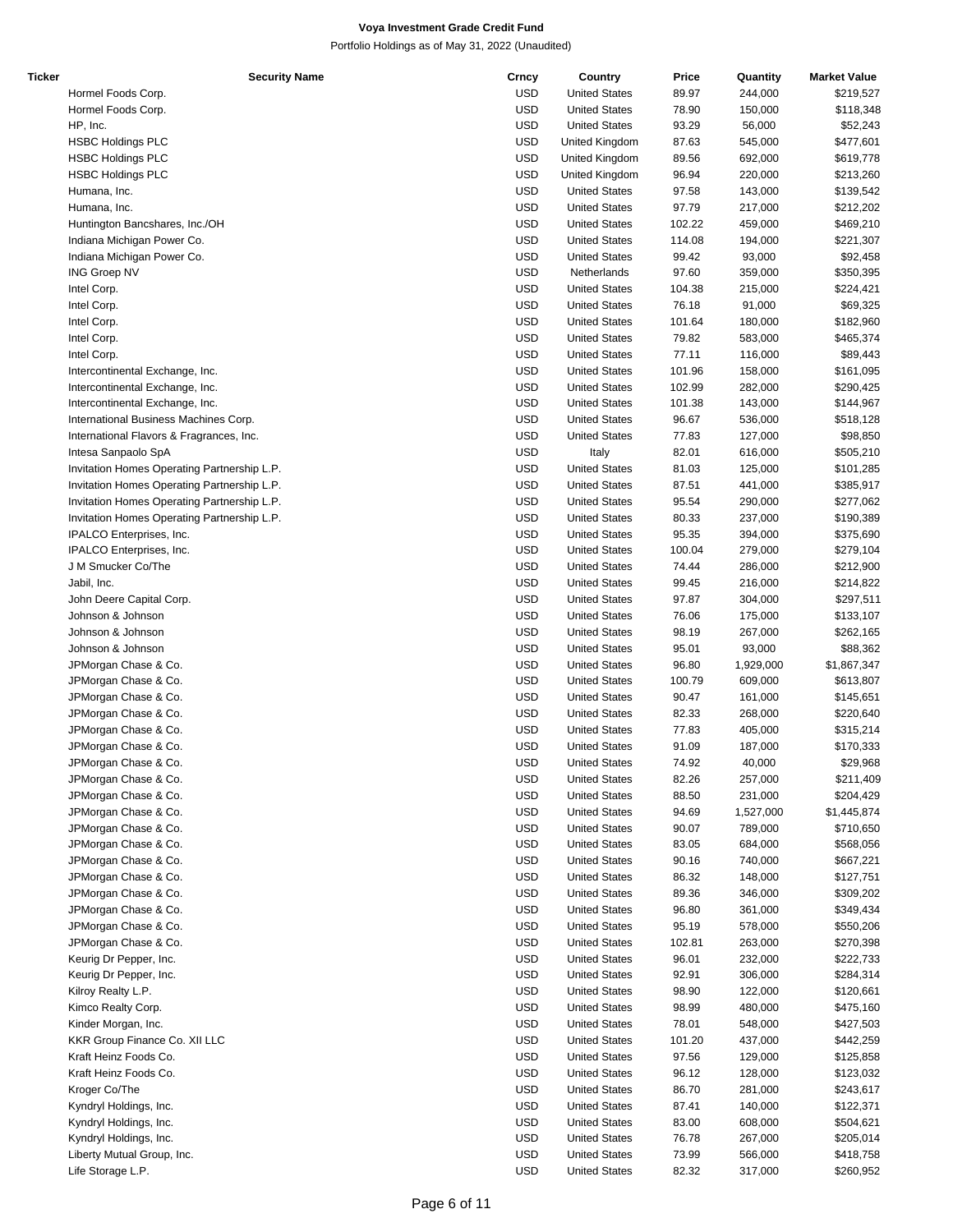**Voya Investment Grade Credit Fund**

Portfolio Holdings as of May 31, 2022 (Unaudited)

| Ticker | Security Name | Crncy | Country | Price | Quantity | Market Value |
|---|---|---|---|---|---|---|
| | Hormel Foods Corp. | USD | United States | 89.97 | 244,000 | $219,527 |
| | Hormel Foods Corp. | USD | United States | 78.90 | 150,000 | $118,348 |
| | HP, Inc. | USD | United States | 93.29 | 56,000 | $52,243 |
| | HSBC Holdings PLC | USD | United Kingdom | 87.63 | 545,000 | $477,601 |
| | HSBC Holdings PLC | USD | United Kingdom | 89.56 | 692,000 | $619,778 |
| | HSBC Holdings PLC | USD | United Kingdom | 96.94 | 220,000 | $213,260 |
| | Humana, Inc. | USD | United States | 97.58 | 143,000 | $139,542 |
| | Humana, Inc. | USD | United States | 97.79 | 217,000 | $212,202 |
| | Huntington Bancshares, Inc./OH | USD | United States | 102.22 | 459,000 | $469,210 |
| | Indiana Michigan Power Co. | USD | United States | 114.08 | 194,000 | $221,307 |
| | Indiana Michigan Power Co. | USD | United States | 99.42 | 93,000 | $92,458 |
| | ING Groep NV | USD | Netherlands | 97.60 | 359,000 | $350,395 |
| | Intel Corp. | USD | United States | 104.38 | 215,000 | $224,421 |
| | Intel Corp. | USD | United States | 76.18 | 91,000 | $69,325 |
| | Intel Corp. | USD | United States | 101.64 | 180,000 | $182,960 |
| | Intel Corp. | USD | United States | 79.82 | 583,000 | $465,374 |
| | Intel Corp. | USD | United States | 77.11 | 116,000 | $89,443 |
| | Intercontinental Exchange, Inc. | USD | United States | 101.96 | 158,000 | $161,095 |
| | Intercontinental Exchange, Inc. | USD | United States | 102.99 | 282,000 | $290,425 |
| | Intercontinental Exchange, Inc. | USD | United States | 101.38 | 143,000 | $144,967 |
| | International Business Machines Corp. | USD | United States | 96.67 | 536,000 | $518,128 |
| | International Flavors & Fragrances, Inc. | USD | United States | 77.83 | 127,000 | $98,850 |
| | Intesa Sanpaolo SpA | USD | Italy | 82.01 | 616,000 | $505,210 |
| | Invitation Homes Operating Partnership L.P. | USD | United States | 81.03 | 125,000 | $101,285 |
| | Invitation Homes Operating Partnership L.P. | USD | United States | 87.51 | 441,000 | $385,917 |
| | Invitation Homes Operating Partnership L.P. | USD | United States | 95.54 | 290,000 | $277,062 |
| | Invitation Homes Operating Partnership L.P. | USD | United States | 80.33 | 237,000 | $190,389 |
| | IPALCO Enterprises, Inc. | USD | United States | 95.35 | 394,000 | $375,690 |
| | IPALCO Enterprises, Inc. | USD | United States | 100.04 | 279,000 | $279,104 |
| | J M Smucker Co/The | USD | United States | 74.44 | 286,000 | $212,900 |
| | Jabil, Inc. | USD | United States | 99.45 | 216,000 | $214,822 |
| | John Deere Capital Corp. | USD | United States | 97.87 | 304,000 | $297,511 |
| | Johnson & Johnson | USD | United States | 76.06 | 175,000 | $133,107 |
| | Johnson & Johnson | USD | United States | 98.19 | 267,000 | $262,165 |
| | Johnson & Johnson | USD | United States | 95.01 | 93,000 | $88,362 |
| | JPMorgan Chase & Co. | USD | United States | 96.80 | 1,929,000 | $1,867,347 |
| | JPMorgan Chase & Co. | USD | United States | 100.79 | 609,000 | $613,807 |
| | JPMorgan Chase & Co. | USD | United States | 90.47 | 161,000 | $145,651 |
| | JPMorgan Chase & Co. | USD | United States | 82.33 | 268,000 | $220,640 |
| | JPMorgan Chase & Co. | USD | United States | 77.83 | 405,000 | $315,214 |
| | JPMorgan Chase & Co. | USD | United States | 91.09 | 187,000 | $170,333 |
| | JPMorgan Chase & Co. | USD | United States | 74.92 | 40,000 | $29,968 |
| | JPMorgan Chase & Co. | USD | United States | 82.26 | 257,000 | $211,409 |
| | JPMorgan Chase & Co. | USD | United States | 88.50 | 231,000 | $204,429 |
| | JPMorgan Chase & Co. | USD | United States | 94.69 | 1,527,000 | $1,445,874 |
| | JPMorgan Chase & Co. | USD | United States | 90.07 | 789,000 | $710,650 |
| | JPMorgan Chase & Co. | USD | United States | 83.05 | 684,000 | $568,056 |
| | JPMorgan Chase & Co. | USD | United States | 90.16 | 740,000 | $667,221 |
| | JPMorgan Chase & Co. | USD | United States | 86.32 | 148,000 | $127,751 |
| | JPMorgan Chase & Co. | USD | United States | 89.36 | 346,000 | $309,202 |
| | JPMorgan Chase & Co. | USD | United States | 96.80 | 361,000 | $349,434 |
| | JPMorgan Chase & Co. | USD | United States | 95.19 | 578,000 | $550,206 |
| | JPMorgan Chase & Co. | USD | United States | 102.81 | 263,000 | $270,398 |
| | Keurig Dr Pepper, Inc. | USD | United States | 96.01 | 232,000 | $222,733 |
| | Keurig Dr Pepper, Inc. | USD | United States | 92.91 | 306,000 | $284,314 |
| | Kilroy Realty L.P. | USD | United States | 98.90 | 122,000 | $120,661 |
| | Kimco Realty Corp. | USD | United States | 98.99 | 480,000 | $475,160 |
| | Kinder Morgan, Inc. | USD | United States | 78.01 | 548,000 | $427,503 |
| | KKR Group Finance Co. XII LLC | USD | United States | 101.20 | 437,000 | $442,259 |
| | Kraft Heinz Foods Co. | USD | United States | 97.56 | 129,000 | $125,858 |
| | Kraft Heinz Foods Co. | USD | United States | 96.12 | 128,000 | $123,032 |
| | Kroger Co/The | USD | United States | 86.70 | 281,000 | $243,617 |
| | Kyndryl Holdings, Inc. | USD | United States | 87.41 | 140,000 | $122,371 |
| | Kyndryl Holdings, Inc. | USD | United States | 83.00 | 608,000 | $504,621 |
| | Kyndryl Holdings, Inc. | USD | United States | 76.78 | 267,000 | $205,014 |
| | Liberty Mutual Group, Inc. | USD | United States | 73.99 | 566,000 | $418,758 |
| | Life Storage L.P. | USD | United States | 82.32 | 317,000 | $260,952 |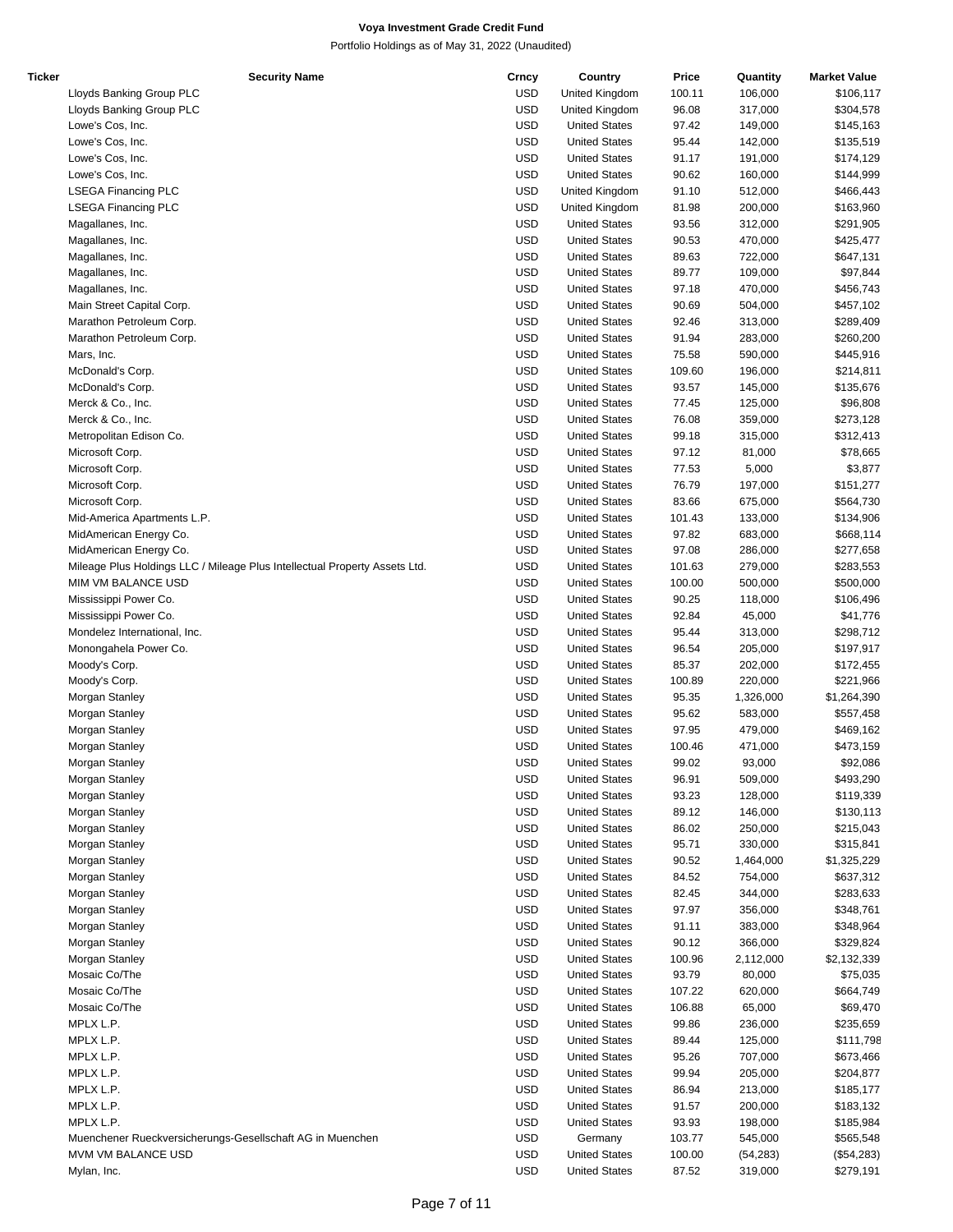# Voya Investment Grade Credit Fund

Portfolio Holdings as of May 31, 2022 (Unaudited)

| Ticker | Security Name | Crncy | Country | Price | Quantity | Market Value |
|---|---|---|---|---|---|---|
| | Lloyds Banking Group PLC | USD | United Kingdom | 100.11 | 106,000 | $106,117 |
| | Lloyds Banking Group PLC | USD | United Kingdom | 96.08 | 317,000 | $304,578 |
| | Lowe's Cos, Inc. | USD | United States | 97.42 | 149,000 | $145,163 |
| | Lowe's Cos, Inc. | USD | United States | 95.44 | 142,000 | $135,519 |
| | Lowe's Cos, Inc. | USD | United States | 91.17 | 191,000 | $174,129 |
| | Lowe's Cos, Inc. | USD | United States | 90.62 | 160,000 | $144,999 |
| | LSEGA Financing PLC | USD | United Kingdom | 91.10 | 512,000 | $466,443 |
| | LSEGA Financing PLC | USD | United Kingdom | 81.98 | 200,000 | $163,960 |
| | Magallanes, Inc. | USD | United States | 93.56 | 312,000 | $291,905 |
| | Magallanes, Inc. | USD | United States | 90.53 | 470,000 | $425,477 |
| | Magallanes, Inc. | USD | United States | 89.63 | 722,000 | $647,131 |
| | Magallanes, Inc. | USD | United States | 89.77 | 109,000 | $97,844 |
| | Magallanes, Inc. | USD | United States | 97.18 | 470,000 | $456,743 |
| | Main Street Capital Corp. | USD | United States | 90.69 | 504,000 | $457,102 |
| | Marathon Petroleum Corp. | USD | United States | 92.46 | 313,000 | $289,409 |
| | Marathon Petroleum Corp. | USD | United States | 91.94 | 283,000 | $260,200 |
| | Mars, Inc. | USD | United States | 75.58 | 590,000 | $445,916 |
| | McDonald's Corp. | USD | United States | 109.60 | 196,000 | $214,811 |
| | McDonald's Corp. | USD | United States | 93.57 | 145,000 | $135,676 |
| | Merck & Co., Inc. | USD | United States | 77.45 | 125,000 | $96,808 |
| | Merck & Co., Inc. | USD | United States | 76.08 | 359,000 | $273,128 |
| | Metropolitan Edison Co. | USD | United States | 99.18 | 315,000 | $312,413 |
| | Microsoft Corp. | USD | United States | 97.12 | 81,000 | $78,665 |
| | Microsoft Corp. | USD | United States | 77.53 | 5,000 | $3,877 |
| | Microsoft Corp. | USD | United States | 76.79 | 197,000 | $151,277 |
| | Microsoft Corp. | USD | United States | 83.66 | 675,000 | $564,730 |
| | Mid-America Apartments L.P. | USD | United States | 101.43 | 133,000 | $134,906 |
| | MidAmerican Energy Co. | USD | United States | 97.82 | 683,000 | $668,114 |
| | MidAmerican Energy Co. | USD | United States | 97.08 | 286,000 | $277,658 |
| | Mileage Plus Holdings LLC / Mileage Plus Intellectual Property Assets Ltd. | USD | United States | 101.63 | 279,000 | $283,553 |
| | MIM VM BALANCE USD | USD | United States | 100.00 | 500,000 | $500,000 |
| | Mississippi Power Co. | USD | United States | 90.25 | 118,000 | $106,496 |
| | Mississippi Power Co. | USD | United States | 92.84 | 45,000 | $41,776 |
| | Mondelez International, Inc. | USD | United States | 95.44 | 313,000 | $298,712 |
| | Monongahela Power Co. | USD | United States | 96.54 | 205,000 | $197,917 |
| | Moody's Corp. | USD | United States | 85.37 | 202,000 | $172,455 |
| | Moody's Corp. | USD | United States | 100.89 | 220,000 | $221,966 |
| | Morgan Stanley | USD | United States | 95.35 | 1,326,000 | $1,264,390 |
| | Morgan Stanley | USD | United States | 95.62 | 583,000 | $557,458 |
| | Morgan Stanley | USD | United States | 97.95 | 479,000 | $469,162 |
| | Morgan Stanley | USD | United States | 100.46 | 471,000 | $473,159 |
| | Morgan Stanley | USD | United States | 99.02 | 93,000 | $92,086 |
| | Morgan Stanley | USD | United States | 96.91 | 509,000 | $493,290 |
| | Morgan Stanley | USD | United States | 93.23 | 128,000 | $119,339 |
| | Morgan Stanley | USD | United States | 89.12 | 146,000 | $130,113 |
| | Morgan Stanley | USD | United States | 86.02 | 250,000 | $215,043 |
| | Morgan Stanley | USD | United States | 95.71 | 330,000 | $315,841 |
| | Morgan Stanley | USD | United States | 90.52 | 1,464,000 | $1,325,229 |
| | Morgan Stanley | USD | United States | 84.52 | 754,000 | $637,312 |
| | Morgan Stanley | USD | United States | 82.45 | 344,000 | $283,633 |
| | Morgan Stanley | USD | United States | 97.97 | 356,000 | $348,761 |
| | Morgan Stanley | USD | United States | 91.11 | 383,000 | $348,964 |
| | Morgan Stanley | USD | United States | 90.12 | 366,000 | $329,824 |
| | Morgan Stanley | USD | United States | 100.96 | 2,112,000 | $2,132,339 |
| | Mosaic Co/The | USD | United States | 93.79 | 80,000 | $75,035 |
| | Mosaic Co/The | USD | United States | 107.22 | 620,000 | $664,749 |
| | Mosaic Co/The | USD | United States | 106.88 | 65,000 | $69,470 |
| | MPLX L.P. | USD | United States | 99.86 | 236,000 | $235,659 |
| | MPLX L.P. | USD | United States | 89.44 | 125,000 | $111,798 |
| | MPLX L.P. | USD | United States | 95.26 | 707,000 | $673,466 |
| | MPLX L.P. | USD | United States | 99.94 | 205,000 | $204,877 |
| | MPLX L.P. | USD | United States | 86.94 | 213,000 | $185,177 |
| | MPLX L.P. | USD | United States | 91.57 | 200,000 | $183,132 |
| | MPLX L.P. | USD | United States | 93.93 | 198,000 | $185,984 |
| | Muenchener Rueckversicherungs-Gesellschaft AG in Muenchen | USD | Germany | 103.77 | 545,000 | $565,548 |
| | MVM VM BALANCE USD | USD | United States | 100.00 | (54,283) | ($54,283) |
| | Mylan, Inc. | USD | United States | 87.52 | 319,000 | $279,191 |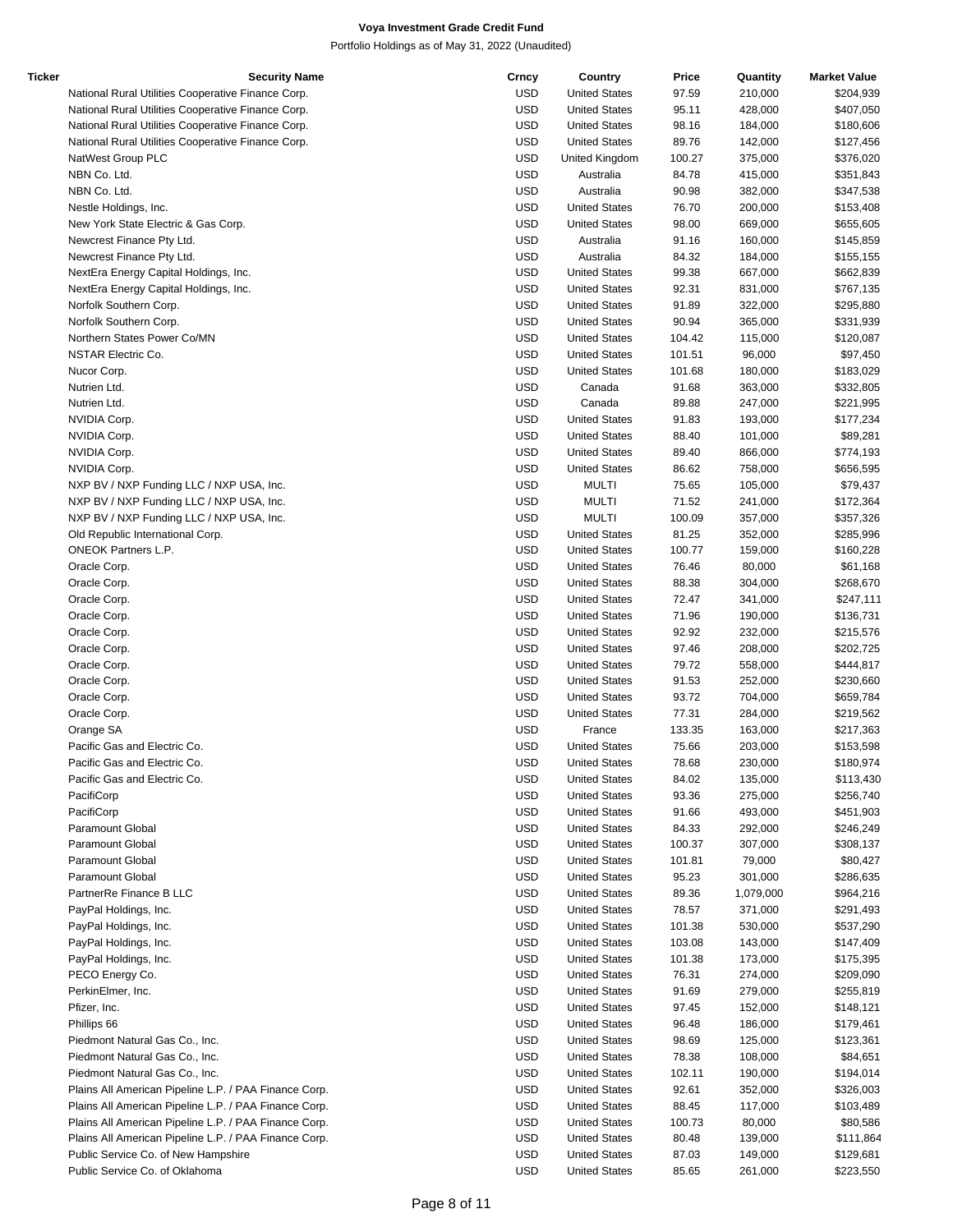**Voya Investment Grade Credit Fund**

Portfolio Holdings as of May 31, 2022 (Unaudited)

| Ticker | Security Name | Crncy | Country | Price | Quantity | Market Value |
|---|---|---|---|---|---|---|
| | National Rural Utilities Cooperative Finance Corp. | USD | United States | 97.59 | 210,000 | $204,939 |
| | National Rural Utilities Cooperative Finance Corp. | USD | United States | 95.11 | 428,000 | $407,050 |
| | National Rural Utilities Cooperative Finance Corp. | USD | United States | 98.16 | 184,000 | $180,606 |
| | National Rural Utilities Cooperative Finance Corp. | USD | United States | 89.76 | 142,000 | $127,456 |
| | NatWest Group PLC | USD | United Kingdom | 100.27 | 375,000 | $376,020 |
| | NBN Co. Ltd. | USD | Australia | 84.78 | 415,000 | $351,843 |
| | NBN Co. Ltd. | USD | Australia | 90.98 | 382,000 | $347,538 |
| | Nestle Holdings, Inc. | USD | United States | 76.70 | 200,000 | $153,408 |
| | New York State Electric & Gas Corp. | USD | United States | 98.00 | 669,000 | $655,605 |
| | Newcrest Finance Pty Ltd. | USD | Australia | 91.16 | 160,000 | $145,859 |
| | Newcrest Finance Pty Ltd. | USD | Australia | 84.32 | 184,000 | $155,155 |
| | NextEra Energy Capital Holdings, Inc. | USD | United States | 99.38 | 667,000 | $662,839 |
| | NextEra Energy Capital Holdings, Inc. | USD | United States | 92.31 | 831,000 | $767,135 |
| | Norfolk Southern Corp. | USD | United States | 91.89 | 322,000 | $295,880 |
| | Norfolk Southern Corp. | USD | United States | 90.94 | 365,000 | $331,939 |
| | Northern States Power Co/MN | USD | United States | 104.42 | 115,000 | $120,087 |
| | NSTAR Electric Co. | USD | United States | 101.51 | 96,000 | $97,450 |
| | Nucor Corp. | USD | United States | 101.68 | 180,000 | $183,029 |
| | Nutrien Ltd. | USD | Canada | 91.68 | 363,000 | $332,805 |
| | Nutrien Ltd. | USD | Canada | 89.88 | 247,000 | $221,995 |
| | NVIDIA Corp. | USD | United States | 91.83 | 193,000 | $177,234 |
| | NVIDIA Corp. | USD | United States | 88.40 | 101,000 | $89,281 |
| | NVIDIA Corp. | USD | United States | 89.40 | 866,000 | $774,193 |
| | NVIDIA Corp. | USD | United States | 86.62 | 758,000 | $656,595 |
| | NXP BV / NXP Funding LLC / NXP USA, Inc. | USD | MULTI | 75.65 | 105,000 | $79,437 |
| | NXP BV / NXP Funding LLC / NXP USA, Inc. | USD | MULTI | 71.52 | 241,000 | $172,364 |
| | NXP BV / NXP Funding LLC / NXP USA, Inc. | USD | MULTI | 100.09 | 357,000 | $357,326 |
| | Old Republic International Corp. | USD | United States | 81.25 | 352,000 | $285,996 |
| | ONEOK Partners L.P. | USD | United States | 100.77 | 159,000 | $160,228 |
| | Oracle Corp. | USD | United States | 76.46 | 80,000 | $61,168 |
| | Oracle Corp. | USD | United States | 88.38 | 304,000 | $268,670 |
| | Oracle Corp. | USD | United States | 72.47 | 341,000 | $247,111 |
| | Oracle Corp. | USD | United States | 71.96 | 190,000 | $136,731 |
| | Oracle Corp. | USD | United States | 92.92 | 232,000 | $215,576 |
| | Oracle Corp. | USD | United States | 97.46 | 208,000 | $202,725 |
| | Oracle Corp. | USD | United States | 79.72 | 558,000 | $444,817 |
| | Oracle Corp. | USD | United States | 91.53 | 252,000 | $230,660 |
| | Oracle Corp. | USD | United States | 93.72 | 704,000 | $659,784 |
| | Oracle Corp. | USD | United States | 77.31 | 284,000 | $219,562 |
| | Orange SA | USD | France | 133.35 | 163,000 | $217,363 |
| | Pacific Gas and Electric Co. | USD | United States | 75.66 | 203,000 | $153,598 |
| | Pacific Gas and Electric Co. | USD | United States | 78.68 | 230,000 | $180,974 |
| | Pacific Gas and Electric Co. | USD | United States | 84.02 | 135,000 | $113,430 |
| | PacifiCorp | USD | United States | 93.36 | 275,000 | $256,740 |
| | PacifiCorp | USD | United States | 91.66 | 493,000 | $451,903 |
| | Paramount Global | USD | United States | 84.33 | 292,000 | $246,249 |
| | Paramount Global | USD | United States | 100.37 | 307,000 | $308,137 |
| | Paramount Global | USD | United States | 101.81 | 79,000 | $80,427 |
| | Paramount Global | USD | United States | 95.23 | 301,000 | $286,635 |
| | PartnerRe Finance B LLC | USD | United States | 89.36 | 1,079,000 | $964,216 |
| | PayPal Holdings, Inc. | USD | United States | 78.57 | 371,000 | $291,493 |
| | PayPal Holdings, Inc. | USD | United States | 101.38 | 530,000 | $537,290 |
| | PayPal Holdings, Inc. | USD | United States | 103.08 | 143,000 | $147,409 |
| | PayPal Holdings, Inc. | USD | United States | 101.38 | 173,000 | $175,395 |
| | PECO Energy Co. | USD | United States | 76.31 | 274,000 | $209,090 |
| | PerkinElmer, Inc. | USD | United States | 91.69 | 279,000 | $255,819 |
| | Pfizer, Inc. | USD | United States | 97.45 | 152,000 | $148,121 |
| | Phillips 66 | USD | United States | 96.48 | 186,000 | $179,461 |
| | Piedmont Natural Gas Co., Inc. | USD | United States | 98.69 | 125,000 | $123,361 |
| | Piedmont Natural Gas Co., Inc. | USD | United States | 78.38 | 108,000 | $84,651 |
| | Piedmont Natural Gas Co., Inc. | USD | United States | 102.11 | 190,000 | $194,014 |
| | Plains All American Pipeline L.P. / PAA Finance Corp. | USD | United States | 92.61 | 352,000 | $326,003 |
| | Plains All American Pipeline L.P. / PAA Finance Corp. | USD | United States | 88.45 | 117,000 | $103,489 |
| | Plains All American Pipeline L.P. / PAA Finance Corp. | USD | United States | 100.73 | 80,000 | $80,586 |
| | Plains All American Pipeline L.P. / PAA Finance Corp. | USD | United States | 80.48 | 139,000 | $111,864 |
| | Public Service Co. of New Hampshire | USD | United States | 87.03 | 149,000 | $129,681 |
| | Public Service Co. of Oklahoma | USD | United States | 85.65 | 261,000 | $223,550 |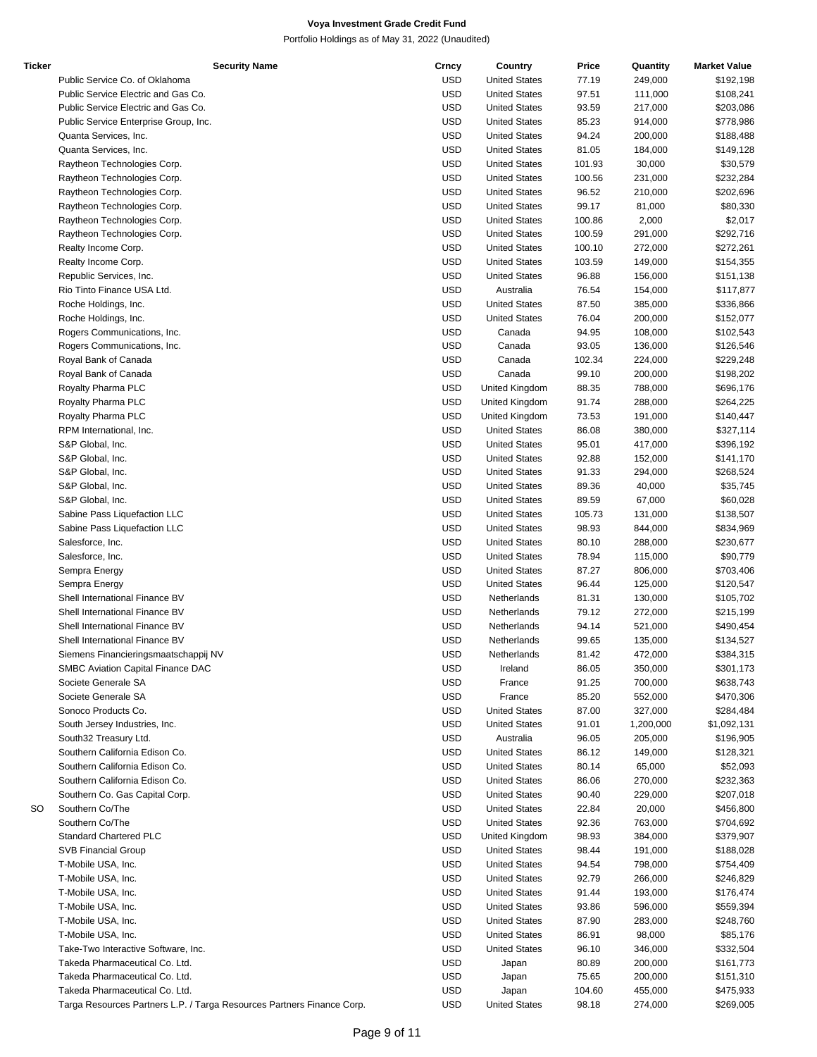**Voya Investment Grade Credit Fund**

Portfolio Holdings as of May 31, 2022 (Unaudited)

| Ticker | Security Name | Crncy | Country | Price | Quantity | Market Value |
|---|---|---|---|---|---|---|
| | Public Service Co. of Oklahoma | USD | United States | 77.19 | 249,000 | $192,198 |
| | Public Service Electric and Gas Co. | USD | United States | 97.51 | 111,000 | $108,241 |
| | Public Service Electric and Gas Co. | USD | United States | 93.59 | 217,000 | $203,086 |
| | Public Service Enterprise Group, Inc. | USD | United States | 85.23 | 914,000 | $778,986 |
| | Quanta Services, Inc. | USD | United States | 94.24 | 200,000 | $188,488 |
| | Quanta Services, Inc. | USD | United States | 81.05 | 184,000 | $149,128 |
| | Raytheon Technologies Corp. | USD | United States | 101.93 | 30,000 | $30,579 |
| | Raytheon Technologies Corp. | USD | United States | 100.56 | 231,000 | $232,284 |
| | Raytheon Technologies Corp. | USD | United States | 96.52 | 210,000 | $202,696 |
| | Raytheon Technologies Corp. | USD | United States | 99.17 | 81,000 | $80,330 |
| | Raytheon Technologies Corp. | USD | United States | 100.86 | 2,000 | $2,017 |
| | Raytheon Technologies Corp. | USD | United States | 100.59 | 291,000 | $292,716 |
| | Realty Income Corp. | USD | United States | 100.10 | 272,000 | $272,261 |
| | Realty Income Corp. | USD | United States | 103.59 | 149,000 | $154,355 |
| | Republic Services, Inc. | USD | United States | 96.88 | 156,000 | $151,138 |
| | Rio Tinto Finance USA Ltd. | USD | Australia | 76.54 | 154,000 | $117,877 |
| | Roche Holdings, Inc. | USD | United States | 87.50 | 385,000 | $336,866 |
| | Roche Holdings, Inc. | USD | United States | 76.04 | 200,000 | $152,077 |
| | Rogers Communications, Inc. | USD | Canada | 94.95 | 108,000 | $102,543 |
| | Rogers Communications, Inc. | USD | Canada | 93.05 | 136,000 | $126,546 |
| | Royal Bank of Canada | USD | Canada | 102.34 | 224,000 | $229,248 |
| | Royal Bank of Canada | USD | Canada | 99.10 | 200,000 | $198,202 |
| | Royalty Pharma PLC | USD | United Kingdom | 88.35 | 788,000 | $696,176 |
| | Royalty Pharma PLC | USD | United Kingdom | 91.74 | 288,000 | $264,225 |
| | Royalty Pharma PLC | USD | United Kingdom | 73.53 | 191,000 | $140,447 |
| | RPM International, Inc. | USD | United States | 86.08 | 380,000 | $327,114 |
| | S&P Global, Inc. | USD | United States | 95.01 | 417,000 | $396,192 |
| | S&P Global, Inc. | USD | United States | 92.88 | 152,000 | $141,170 |
| | S&P Global, Inc. | USD | United States | 91.33 | 294,000 | $268,524 |
| | S&P Global, Inc. | USD | United States | 89.36 | 40,000 | $35,745 |
| | S&P Global, Inc. | USD | United States | 89.59 | 67,000 | $60,028 |
| | Sabine Pass Liquefaction LLC | USD | United States | 105.73 | 131,000 | $138,507 |
| | Sabine Pass Liquefaction LLC | USD | United States | 98.93 | 844,000 | $834,969 |
| | Salesforce, Inc. | USD | United States | 80.10 | 288,000 | $230,677 |
| | Salesforce, Inc. | USD | United States | 78.94 | 115,000 | $90,779 |
| | Sempra Energy | USD | United States | 87.27 | 806,000 | $703,406 |
| | Sempra Energy | USD | United States | 96.44 | 125,000 | $120,547 |
| | Shell International Finance BV | USD | Netherlands | 81.31 | 130,000 | $105,702 |
| | Shell International Finance BV | USD | Netherlands | 79.12 | 272,000 | $215,199 |
| | Shell International Finance BV | USD | Netherlands | 94.14 | 521,000 | $490,454 |
| | Shell International Finance BV | USD | Netherlands | 99.65 | 135,000 | $134,527 |
| | Siemens Financieringsmaatschappij NV | USD | Netherlands | 81.42 | 472,000 | $384,315 |
| | SMBC Aviation Capital Finance DAC | USD | Ireland | 86.05 | 350,000 | $301,173 |
| | Societe Generale SA | USD | France | 91.25 | 700,000 | $638,743 |
| | Societe Generale SA | USD | France | 85.20 | 552,000 | $470,306 |
| | Sonoco Products Co. | USD | United States | 87.00 | 327,000 | $284,484 |
| | South Jersey Industries, Inc. | USD | United States | 91.01 | 1,200,000 | $1,092,131 |
| | South32 Treasury Ltd. | USD | Australia | 96.05 | 205,000 | $196,905 |
| | Southern California Edison Co. | USD | United States | 86.12 | 149,000 | $128,321 |
| | Southern California Edison Co. | USD | United States | 80.14 | 65,000 | $52,093 |
| | Southern California Edison Co. | USD | United States | 86.06 | 270,000 | $232,363 |
| | Southern Co. Gas Capital Corp. | USD | United States | 90.40 | 229,000 | $207,018 |
| SO | Southern Co/The | USD | United States | 22.84 | 20,000 | $456,800 |
| | Southern Co/The | USD | United States | 92.36 | 763,000 | $704,692 |
| | Standard Chartered PLC | USD | United Kingdom | 98.93 | 384,000 | $379,907 |
| | SVB Financial Group | USD | United States | 98.44 | 191,000 | $188,028 |
| | T-Mobile USA, Inc. | USD | United States | 94.54 | 798,000 | $754,409 |
| | T-Mobile USA, Inc. | USD | United States | 92.79 | 266,000 | $246,829 |
| | T-Mobile USA, Inc. | USD | United States | 91.44 | 193,000 | $176,474 |
| | T-Mobile USA, Inc. | USD | United States | 93.86 | 596,000 | $559,394 |
| | T-Mobile USA, Inc. | USD | United States | 87.90 | 283,000 | $248,760 |
| | T-Mobile USA, Inc. | USD | United States | 86.91 | 98,000 | $85,176 |
| | Take-Two Interactive Software, Inc. | USD | United States | 96.10 | 346,000 | $332,504 |
| | Takeda Pharmaceutical Co. Ltd. | USD | Japan | 80.89 | 200,000 | $161,773 |
| | Takeda Pharmaceutical Co. Ltd. | USD | Japan | 75.65 | 200,000 | $151,310 |
| | Takeda Pharmaceutical Co. Ltd. | USD | Japan | 104.60 | 455,000 | $475,933 |
| | Targa Resources Partners L.P. / Targa Resources Partners Finance Corp. | USD | United States | 98.18 | 274,000 | $269,005 |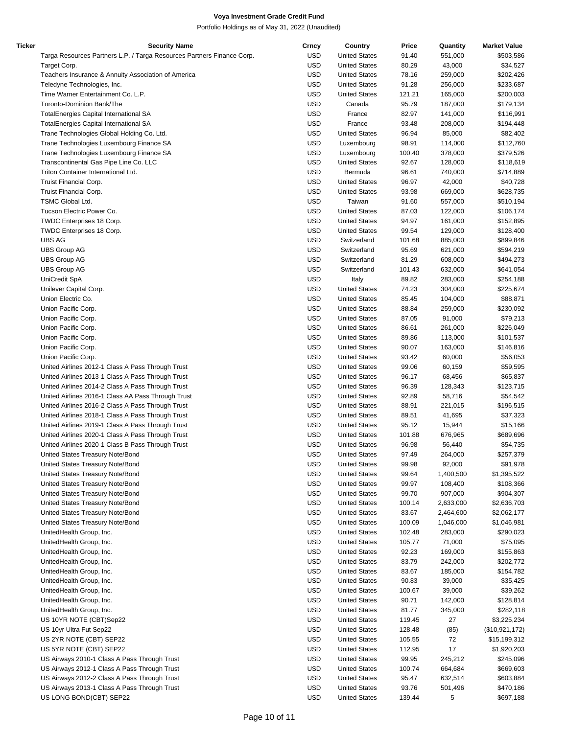# Voya Investment Grade Credit Fund

Portfolio Holdings as of May 31, 2022 (Unaudited)

| Ticker | Security Name | Crncy | Country | Price | Quantity | Market Value |
|---|---|---|---|---|---|---|
| | Targa Resources Partners L.P. / Targa Resources Partners Finance Corp. | USD | United States | 91.40 | 551,000 | $503,586 |
| | Target Corp. | USD | United States | 80.29 | 43,000 | $34,527 |
| | Teachers Insurance & Annuity Association of America | USD | United States | 78.16 | 259,000 | $202,426 |
| | Teledyne Technologies, Inc. | USD | United States | 91.28 | 256,000 | $233,687 |
| | Time Warner Entertainment Co. L.P. | USD | United States | 121.21 | 165,000 | $200,003 |
| | Toronto-Dominion Bank/The | USD | Canada | 95.79 | 187,000 | $179,134 |
| | TotalEnergies Capital International SA | USD | France | 82.97 | 141,000 | $116,991 |
| | TotalEnergies Capital International SA | USD | France | 93.48 | 208,000 | $194,448 |
| | Trane Technologies Global Holding Co. Ltd. | USD | United States | 96.94 | 85,000 | $82,402 |
| | Trane Technologies Luxembourg Finance SA | USD | Luxembourg | 98.91 | 114,000 | $112,760 |
| | Trane Technologies Luxembourg Finance SA | USD | Luxembourg | 100.40 | 378,000 | $379,526 |
| | Transcontinental Gas Pipe Line Co. LLC | USD | United States | 92.67 | 128,000 | $118,619 |
| | Triton Container International Ltd. | USD | Bermuda | 96.61 | 740,000 | $714,889 |
| | Truist Financial Corp. | USD | United States | 96.97 | 42,000 | $40,728 |
| | Truist Financial Corp. | USD | United States | 93.98 | 669,000 | $628,735 |
| | TSMC Global Ltd. | USD | Taiwan | 91.60 | 557,000 | $510,194 |
| | Tucson Electric Power Co. | USD | United States | 87.03 | 122,000 | $106,174 |
| | TWDC Enterprises 18 Corp. | USD | United States | 94.97 | 161,000 | $152,895 |
| | TWDC Enterprises 18 Corp. | USD | United States | 99.54 | 129,000 | $128,400 |
| | UBS AG | USD | Switzerland | 101.68 | 885,000 | $899,846 |
| | UBS Group AG | USD | Switzerland | 95.69 | 621,000 | $594,219 |
| | UBS Group AG | USD | Switzerland | 81.29 | 608,000 | $494,273 |
| | UBS Group AG | USD | Switzerland | 101.43 | 632,000 | $641,054 |
| | UniCredit SpA | USD | Italy | 89.82 | 283,000 | $254,188 |
| | Unilever Capital Corp. | USD | United States | 74.23 | 304,000 | $225,674 |
| | Union Electric Co. | USD | United States | 85.45 | 104,000 | $88,871 |
| | Union Pacific Corp. | USD | United States | 88.84 | 259,000 | $230,092 |
| | Union Pacific Corp. | USD | United States | 87.05 | 91,000 | $79,213 |
| | Union Pacific Corp. | USD | United States | 86.61 | 261,000 | $226,049 |
| | Union Pacific Corp. | USD | United States | 89.86 | 113,000 | $101,537 |
| | Union Pacific Corp. | USD | United States | 90.07 | 163,000 | $146,816 |
| | Union Pacific Corp. | USD | United States | 93.42 | 60,000 | $56,053 |
| | United Airlines 2012-1 Class A Pass Through Trust | USD | United States | 99.06 | 60,159 | $59,595 |
| | United Airlines 2013-1 Class A Pass Through Trust | USD | United States | 96.17 | 68,456 | $65,837 |
| | United Airlines 2014-2 Class A Pass Through Trust | USD | United States | 96.39 | 128,343 | $123,715 |
| | United Airlines 2016-1 Class AA Pass Through Trust | USD | United States | 92.89 | 58,716 | $54,542 |
| | United Airlines 2016-2 Class A Pass Through Trust | USD | United States | 88.91 | 221,015 | $196,515 |
| | United Airlines 2018-1 Class A Pass Through Trust | USD | United States | 89.51 | 41,695 | $37,323 |
| | United Airlines 2019-1 Class A Pass Through Trust | USD | United States | 95.12 | 15,944 | $15,166 |
| | United Airlines 2020-1 Class A Pass Through Trust | USD | United States | 101.88 | 676,965 | $689,696 |
| | United Airlines 2020-1 Class B Pass Through Trust | USD | United States | 96.98 | 56,440 | $54,735 |
| | United States Treasury Note/Bond | USD | United States | 97.49 | 264,000 | $257,379 |
| | United States Treasury Note/Bond | USD | United States | 99.98 | 92,000 | $91,978 |
| | United States Treasury Note/Bond | USD | United States | 99.64 | 1,400,500 | $1,395,522 |
| | United States Treasury Note/Bond | USD | United States | 99.97 | 108,400 | $108,366 |
| | United States Treasury Note/Bond | USD | United States | 99.70 | 907,000 | $904,307 |
| | United States Treasury Note/Bond | USD | United States | 100.14 | 2,633,000 | $2,636,703 |
| | United States Treasury Note/Bond | USD | United States | 83.67 | 2,464,600 | $2,062,177 |
| | United States Treasury Note/Bond | USD | United States | 100.09 | 1,046,000 | $1,046,981 |
| | UnitedHealth Group, Inc. | USD | United States | 102.48 | 283,000 | $290,023 |
| | UnitedHealth Group, Inc. | USD | United States | 105.77 | 71,000 | $75,095 |
| | UnitedHealth Group, Inc. | USD | United States | 92.23 | 169,000 | $155,863 |
| | UnitedHealth Group, Inc. | USD | United States | 83.79 | 242,000 | $202,772 |
| | UnitedHealth Group, Inc. | USD | United States | 83.67 | 185,000 | $154,782 |
| | UnitedHealth Group, Inc. | USD | United States | 90.83 | 39,000 | $35,425 |
| | UnitedHealth Group, Inc. | USD | United States | 100.67 | 39,000 | $39,262 |
| | UnitedHealth Group, Inc. | USD | United States | 90.71 | 142,000 | $128,814 |
| | UnitedHealth Group, Inc. | USD | United States | 81.77 | 345,000 | $282,118 |
| | US 10YR NOTE (CBT)Sep22 | USD | United States | 119.45 | 27 | $3,225,234 |
| | US 10yr Ultra Fut Sep22 | USD | United States | 128.48 | (85) | ($10,921,172) |
| | US 2YR NOTE (CBT) SEP22 | USD | United States | 105.55 | 72 | $15,199,312 |
| | US 5YR NOTE (CBT) SEP22 | USD | United States | 112.95 | 17 | $1,920,203 |
| | US Airways 2010-1 Class A Pass Through Trust | USD | United States | 99.95 | 245,212 | $245,096 |
| | US Airways 2012-1 Class A Pass Through Trust | USD | United States | 100.74 | 664,684 | $669,603 |
| | US Airways 2012-2 Class A Pass Through Trust | USD | United States | 95.47 | 632,514 | $603,884 |
| | US Airways 2013-1 Class A Pass Through Trust | USD | United States | 93.76 | 501,496 | $470,186 |
| | US LONG BOND(CBT) SEP22 | USD | United States | 139.44 | 5 | $697,188 |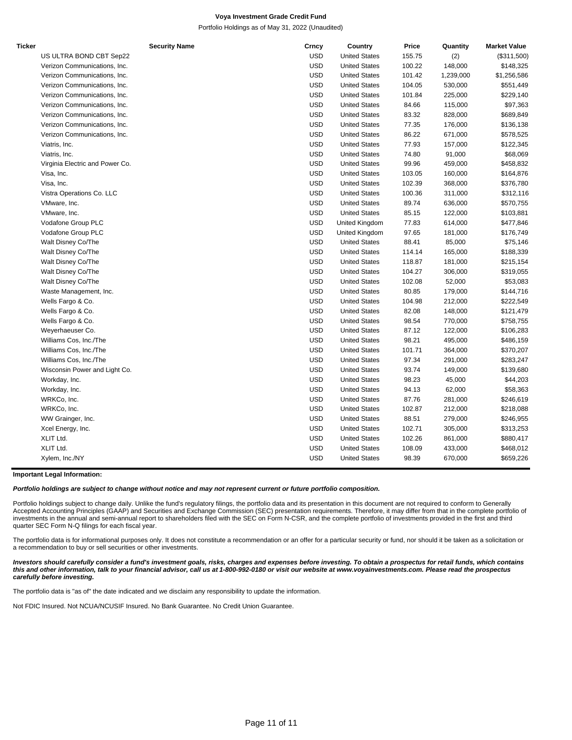**Voya Investment Grade Credit Fund**

Portfolio Holdings as of May 31, 2022 (Unaudited)

| Ticker | Security Name | Crncy | Country | Price | Quantity | Market Value |
|---|---|---|---|---|---|---|
| | US ULTRA BOND CBT Sep22 | USD | United States | 155.75 | (2) | ($311,500) |
| | Verizon Communications, Inc. | USD | United States | 100.22 | 148,000 | $148,325 |
| | Verizon Communications, Inc. | USD | United States | 101.42 | 1,239,000 | $1,256,586 |
| | Verizon Communications, Inc. | USD | United States | 104.05 | 530,000 | $551,449 |
| | Verizon Communications, Inc. | USD | United States | 101.84 | 225,000 | $229,140 |
| | Verizon Communications, Inc. | USD | United States | 84.66 | 115,000 | $97,363 |
| | Verizon Communications, Inc. | USD | United States | 83.32 | 828,000 | $689,849 |
| | Verizon Communications, Inc. | USD | United States | 77.35 | 176,000 | $136,138 |
| | Verizon Communications, Inc. | USD | United States | 86.22 | 671,000 | $578,525 |
| | Viatris, Inc. | USD | United States | 77.93 | 157,000 | $122,345 |
| | Viatris, Inc. | USD | United States | 74.80 | 91,000 | $68,069 |
| | Virginia Electric and Power Co. | USD | United States | 99.96 | 459,000 | $458,832 |
| | Visa, Inc. | USD | United States | 103.05 | 160,000 | $164,876 |
| | Visa, Inc. | USD | United States | 102.39 | 368,000 | $376,780 |
| | Vistra Operations Co. LLC | USD | United States | 100.36 | 311,000 | $312,116 |
| | VMware, Inc. | USD | United States | 89.74 | 636,000 | $570,755 |
| | VMware, Inc. | USD | United States | 85.15 | 122,000 | $103,881 |
| | Vodafone Group PLC | USD | United Kingdom | 77.83 | 614,000 | $477,846 |
| | Vodafone Group PLC | USD | United Kingdom | 97.65 | 181,000 | $176,749 |
| | Walt Disney Co/The | USD | United States | 88.41 | 85,000 | $75,146 |
| | Walt Disney Co/The | USD | United States | 114.14 | 165,000 | $188,339 |
| | Walt Disney Co/The | USD | United States | 118.87 | 181,000 | $215,154 |
| | Walt Disney Co/The | USD | United States | 104.27 | 306,000 | $319,055 |
| | Walt Disney Co/The | USD | United States | 102.08 | 52,000 | $53,083 |
| | Waste Management, Inc. | USD | United States | 80.85 | 179,000 | $144,716 |
| | Wells Fargo & Co. | USD | United States | 104.98 | 212,000 | $222,549 |
| | Wells Fargo & Co. | USD | United States | 82.08 | 148,000 | $121,479 |
| | Wells Fargo & Co. | USD | United States | 98.54 | 770,000 | $758,755 |
| | Weyerhaeuser Co. | USD | United States | 87.12 | 122,000 | $106,283 |
| | Williams Cos, Inc./The | USD | United States | 98.21 | 495,000 | $486,159 |
| | Williams Cos, Inc./The | USD | United States | 101.71 | 364,000 | $370,207 |
| | Williams Cos, Inc./The | USD | United States | 97.34 | 291,000 | $283,247 |
| | Wisconsin Power and Light Co. | USD | United States | 93.74 | 149,000 | $139,680 |
| | Workday, Inc. | USD | United States | 98.23 | 45,000 | $44,203 |
| | Workday, Inc. | USD | United States | 94.13 | 62,000 | $58,363 |
| | WRKCo, Inc. | USD | United States | 87.76 | 281,000 | $246,619 |
| | WRKCo, Inc. | USD | United States | 102.87 | 212,000 | $218,088 |
| | WW Grainger, Inc. | USD | United States | 88.51 | 279,000 | $246,955 |
| | Xcel Energy, Inc. | USD | United States | 102.71 | 305,000 | $313,253 |
| | XLIT Ltd. | USD | United States | 102.26 | 861,000 | $880,417 |
| | XLIT Ltd. | USD | United States | 108.09 | 433,000 | $468,012 |
| | Xylem, Inc./NY | USD | United States | 98.39 | 670,000 | $659,226 |

**Important Legal Information:**

***Portfolio holdings are subject to change without notice and may not represent current or future portfolio composition.***

Portfolio holdings subject to change daily. Unlike the fund's regulatory filings, the portfolio data and its presentation in this document are not required to conform to Generally Accepted Accounting Principles (GAAP) and Securities and Exchange Commission (SEC) presentation requirements. Therefore, it may differ from that in the complete portfolio of investments in the annual and semi-annual report to shareholders filed with the SEC on Form N-CSR, and the complete portfolio of investments provided in the first and third quarter SEC Form N-Q filings for each fiscal year.

The portfolio data is for informational purposes only. It does not constitute a recommendation or an offer for a particular security or fund, nor should it be taken as a solicitation or a recommendation to buy or sell securities or other investments.

***Investors should carefully consider a fund's investment goals, risks, charges and expenses before investing. To obtain a prospectus for retail funds, which contains this and other information, talk to your financial advisor, call us at 1-800-992-0180 or visit our website at www.voyainvestments.com. Please read the prospectus carefully before investing.***

The portfolio data is "as of" the date indicated and we disclaim any responsibility to update the information.

Not FDIC Insured. Not NCUA/NCUSIF Insured. No Bank Guarantee. No Credit Union Guarantee.